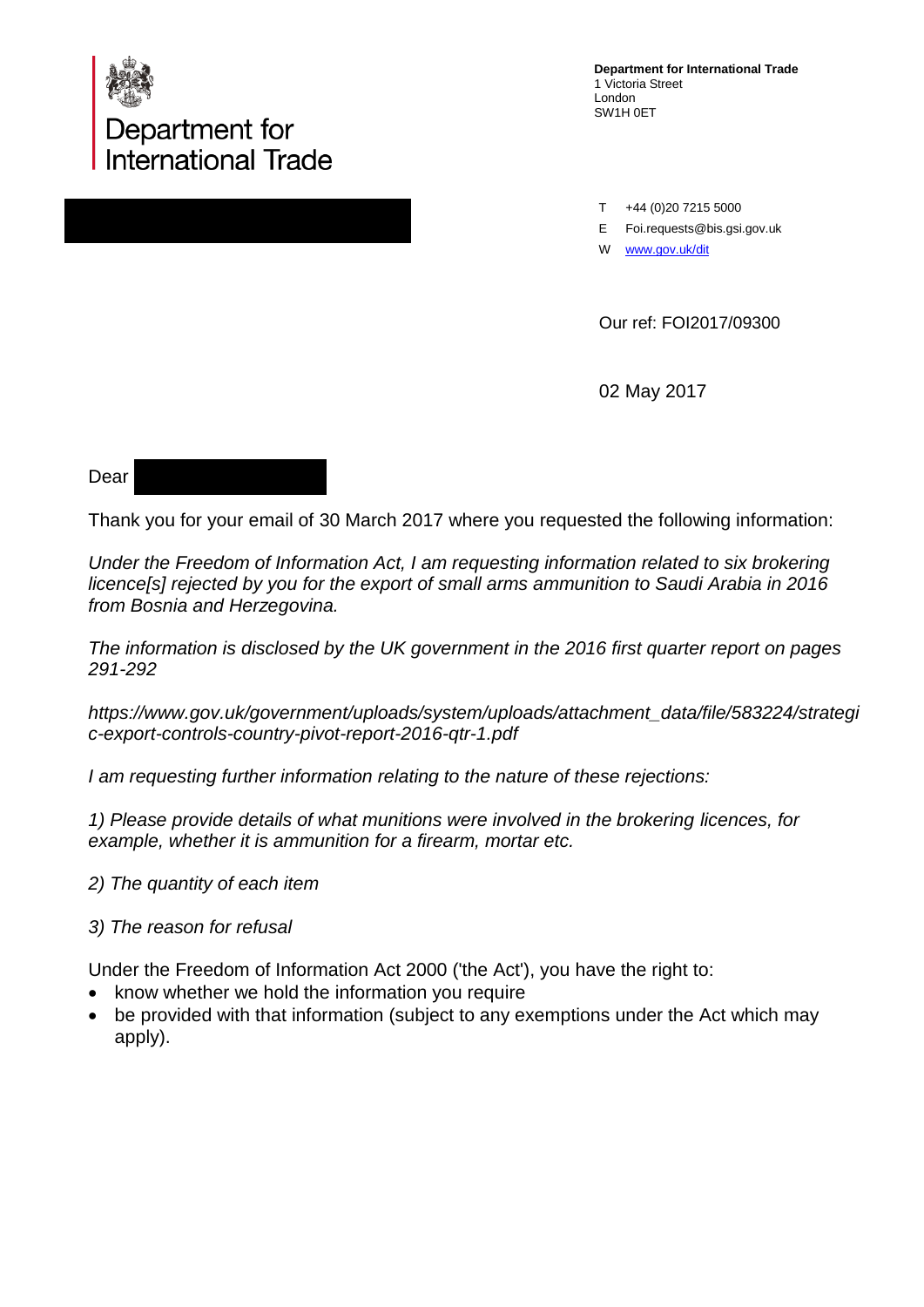Department for International Trade

**Department for International Trade**
1 Victoria Street
London
SW1H 0ET

T +44 (0)20 7215 5000
E Foi.requests@bis.gsi.gov.uk
W www.gov.uk/dit

Our ref: FOI2017/09300

02 May 2017

Dear

Thank you for your email of 30 March 2017 where you requested the following information:

*Under the Freedom of Information Act, I am requesting information related to six brokering licence[s] rejected by you for the export of small arms ammunition to Saudi Arabia in 2016 from Bosnia and Herzegovina.*

*The information is disclosed by the UK government in the 2016 first quarter report on pages 291-292*

*https://www.gov.uk/government/uploads/system/uploads/attachment_data/file/583224/strategic-export-controls-country-pivot-report-2016-qtr-1.pdf*

*I am requesting further information relating to the nature of these rejections:*

*1) Please provide details of what munitions were involved in the brokering licences, for example, whether it is ammunition for a firearm, mortar etc.*

*2) The quantity of each item*

*3) The reason for refusal*

Under the Freedom of Information Act 2000 ('the Act'), you have the right to:

- know whether we hold the information you require
- be provided with that information (subject to any exemptions under the Act which may apply).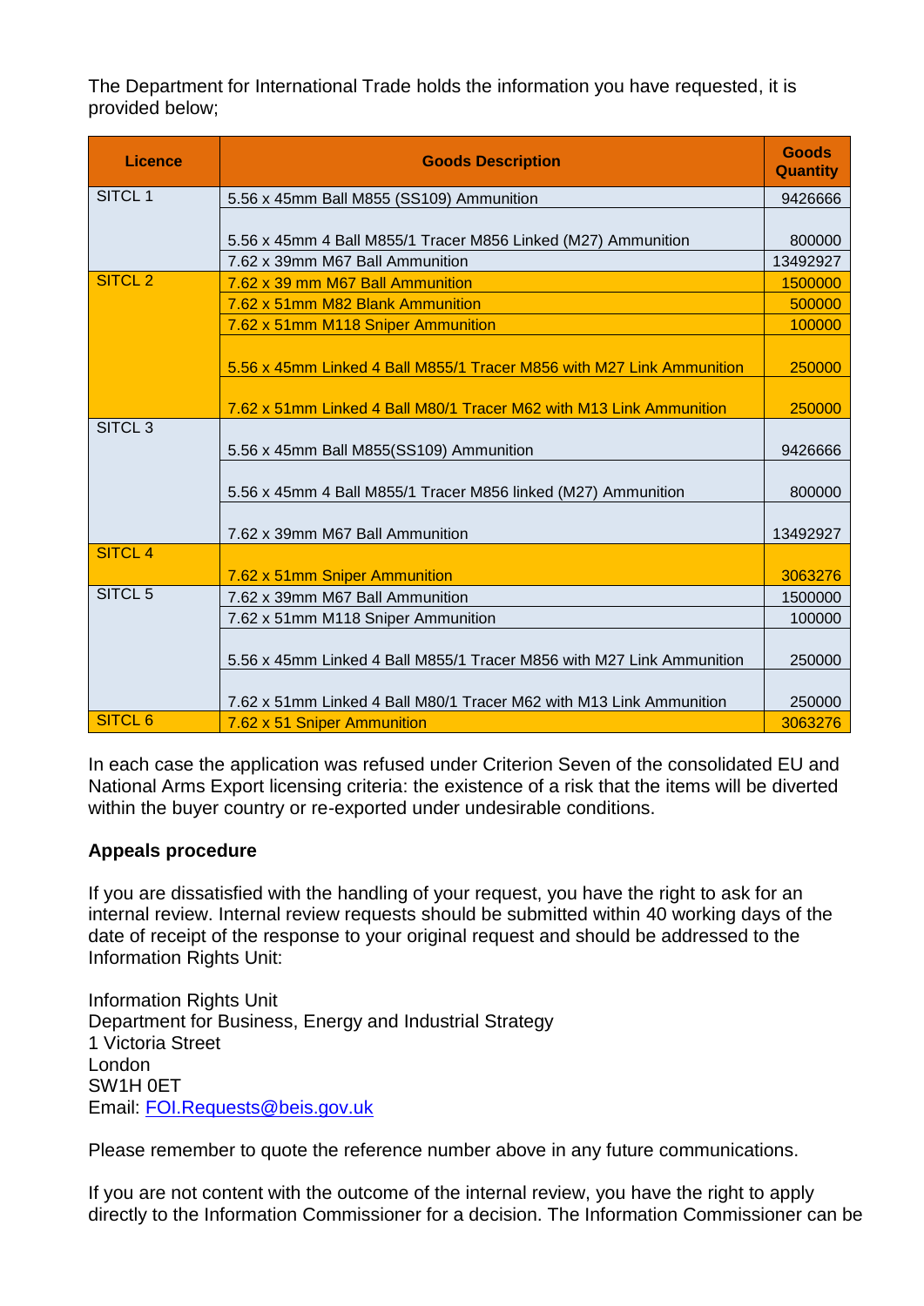The Department for International Trade holds the information you have requested, it is provided below;

| Licence | Goods Description | Goods Quantity |
| --- | --- | --- |
| SITCL 1 | 5.56 x 45mm Ball M855 (SS109) Ammunition | 9426666 |
| | 5.56 x 45mm 4 Ball M855/1 Tracer M856 Linked (M27) Ammunition | 800000 |
| | 7.62 x 39mm M67 Ball Ammunition | 13492927 |
| SITCL 2 | 7.62 x 39 mm M67 Ball Ammunition | 1500000 |
| | 7.62 x 51mm M82 Blank Ammunition | 500000 |
| | 7.62 x 51mm M118 Sniper Ammunition | 100000 |
| | 5.56 x 45mm Linked 4 Ball M855/1 Tracer M856 with M27 Link Ammunition | 250000 |
| | 7.62 x 51mm Linked 4 Ball M80/1 Tracer M62 with M13 Link Ammunition | 250000 |
| SITCL 3 | 5.56 x 45mm Ball M855(SS109) Ammunition | 9426666 |
| | 5.56 x 45mm 4 Ball M855/1 Tracer M856 linked (M27) Ammunition | 800000 |
| | 7.62 x 39mm M67 Ball Ammunition | 13492927 |
| SITCL 4 | 7.62 x 51mm Sniper Ammunition | 3063276 |
| SITCL 5 | 7.62 x 39mm M67 Ball Ammunition | 1500000 |
| | 7.62 x 51mm M118 Sniper Ammunition | 100000 |
| | 5.56 x 45mm Linked 4 Ball M855/1 Tracer M856 with M27 Link Ammunition | 250000 |
| | 7.62 x 51mm Linked 4 Ball M80/1 Tracer M62 with M13 Link Ammunition | 250000 |
| SITCL 6 | 7.62 x 51 Sniper Ammunition | 3063276 |

In each case the application was refused under Criterion Seven of the consolidated EU and National Arms Export licensing criteria: the existence of a risk that the items will be diverted within the buyer country or re-exported under undesirable conditions.

**Appeals procedure**

If you are dissatisfied with the handling of your request, you have the right to ask for an internal review. Internal review requests should be submitted within 40 working days of the date of receipt of the response to your original request and should be addressed to the Information Rights Unit:

Information Rights Unit
Department for Business, Energy and Industrial Strategy
1 Victoria Street
London
SW1H 0ET
Email: FOI.Requests@beis.gov.uk

Please remember to quote the reference number above in any future communications.

If you are not content with the outcome of the internal review, you have the right to apply directly to the Information Commissioner for a decision. The Information Commissioner can be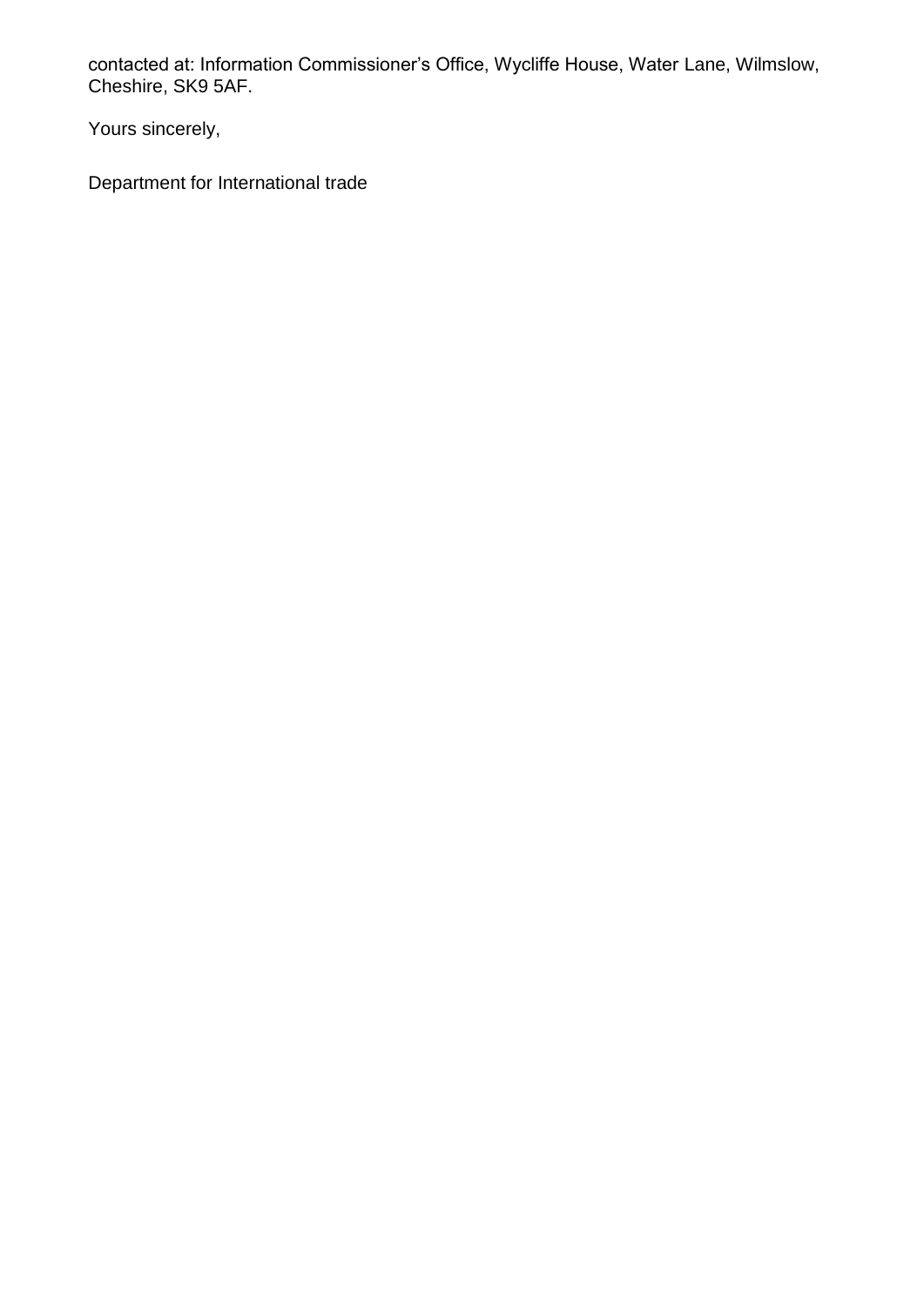contacted at: Information Commissioner's Office, Wycliffe House, Water Lane, Wilmslow, Cheshire, SK9 5AF.

Yours sincerely,

Department for International trade